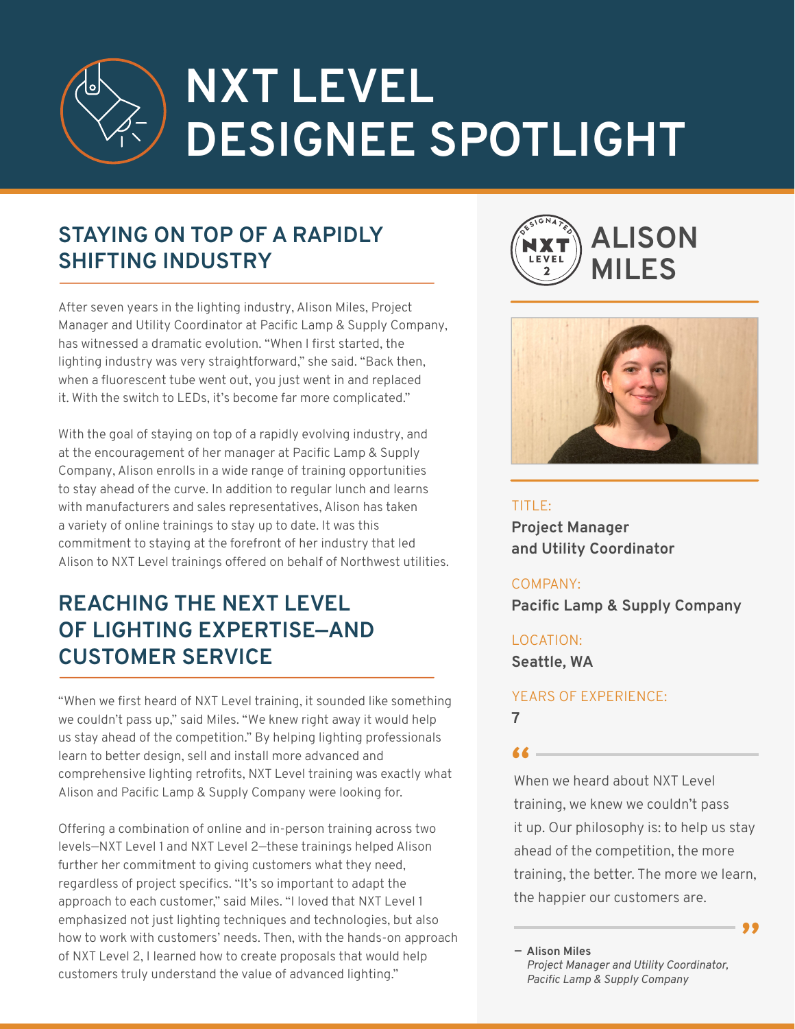# NXT LEVEL DESIGNEE SPOTLIGHT

## STAYING ON TOP OF A RAPIDLY SHIFTING INDUSTRY

After seven years in the lighting industry, Alison Miles, Project Manager and Utility Coordinator at Pacific Lamp & Supply Company, has witnessed a dramatic evolution. "When I first started, the lighting industry was very straightforward," she said. "Back then, when a fluorescent tube went out, you just went in and replaced it. With the switch to LEDs, it's become far more complicated."

With the goal of staying on top of a rapidly evolving industry, and at the encouragement of her manager at Pacific Lamp & Supply Company, Alison enrolls in a wide range of training opportunities to stay ahead of the curve. In addition to regular lunch and learns with manufacturers and sales representatives, Alison has taken a variety of online trainings to stay up to date. It was this commitment to staying at the forefront of her industry that led Alison to NXT Level trainings offered on behalf of Northwest utilities.

## REACHING THE NEXT LEVEL OF LIGHTING EXPERTISE—AND CUSTOMER SERVICE

"When we first heard of NXT Level training, it sounded like something we couldn't pass up," said Miles. "We knew right away it would help us stay ahead of the competition." By helping lighting professionals learn to better design, sell and install more advanced and comprehensive lighting retrofits, NXT Level training was exactly what Alison and Pacific Lamp & Supply Company were looking for.

Offering a combination of online and in-person training across two levels—NXT Level 1 and NXT Level 2—these trainings helped Alison further her commitment to giving customers what they need, regardless of project specifics. "It's so important to adapt the approach to each customer," said Miles. "I loved that NXT Level 1 emphasized not just lighting techniques and technologies, but also how to work with customers' needs. Then, with the hands-on approach of NXT Level 2, I learned how to create proposals that would help customers truly understand the value of advanced lighting."

## ALISON MILES

DESIGNATED NXT LEVEL 2

TITLE:
**Project Manager and Utility Coordinator**

COMPANY:
**Pacific Lamp & Supply Company**

LOCATION:
**Seattle, WA**

YEARS OF EXPERIENCE:
**7**

> "When we heard about NXT Level training, we knew we couldn't pass it up. Our philosophy is: to help us stay ahead of the competition, the more training, the better. The more we learn, the happier our customers are."
>
> — **Alison Miles**
> *Project Manager and Utility Coordinator, Pacific Lamp & Supply Company*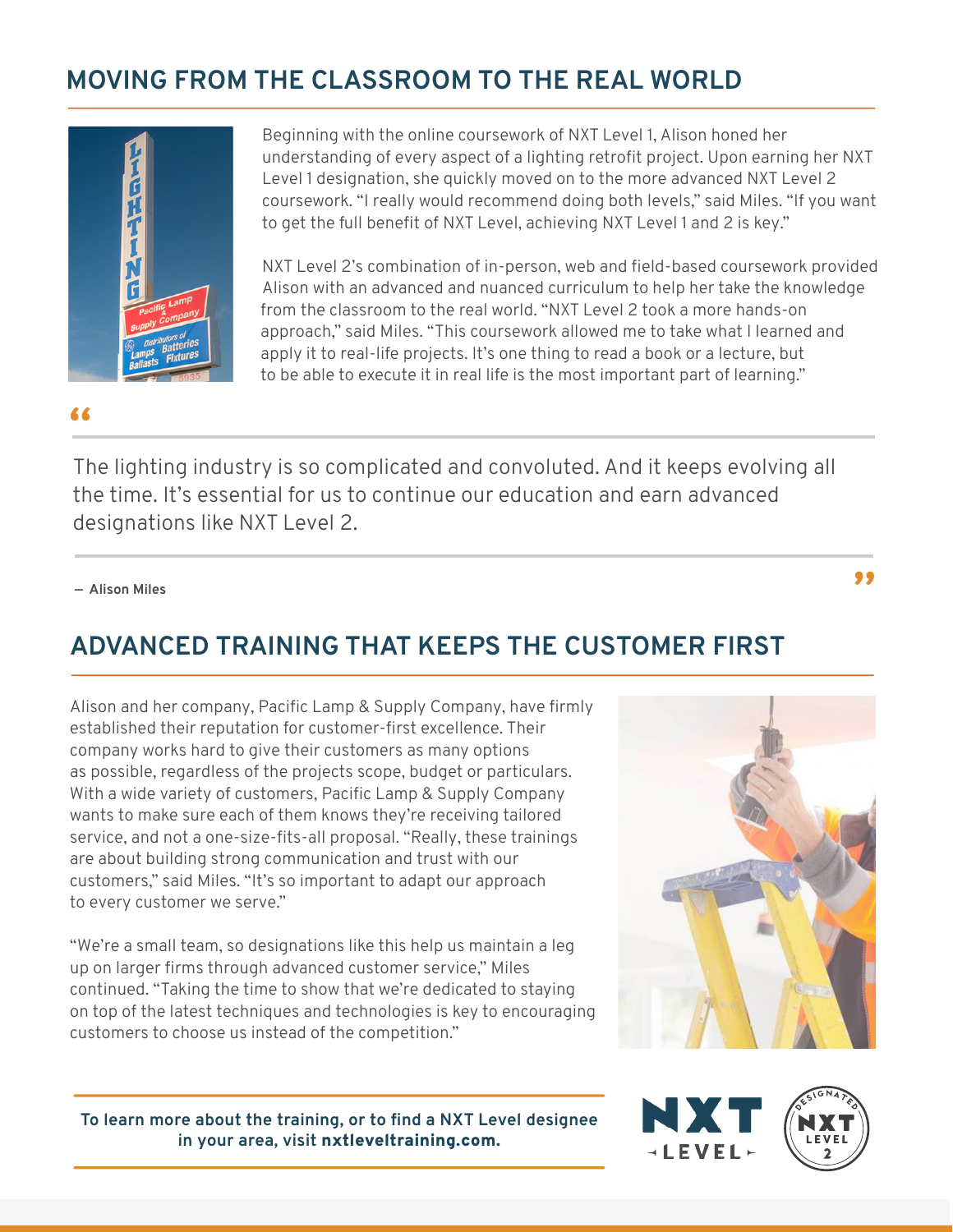## MOVING FROM THE CLASSROOM TO THE REAL WORLD

Beginning with the online coursework of NXT Level 1, Alison honed her understanding of every aspect of a lighting retrofit project. Upon earning her NXT Level 1 designation, she quickly moved on to the more advanced NXT Level 2 coursework. "I really would recommend doing both levels," said Miles. "If you want to get the full benefit of NXT Level, achieving NXT Level 1 and 2 is key."

NXT Level 2's combination of in-person, web and field-based coursework provided Alison with an advanced and nuanced curriculum to help her take the knowledge from the classroom to the real world. "NXT Level 2 took a more hands-on approach," said Miles. "This coursework allowed me to take what I learned and apply it to real-life projects. It's one thing to read a book or a lecture, but to be able to execute it in real life is the most important part of learning."

> "The lighting industry is so complicated and convoluted. And it keeps evolving all the time. It's essential for us to continue our education and earn advanced designations like NXT Level 2."
>
> **— Alison Miles**

## ADVANCED TRAINING THAT KEEPS THE CUSTOMER FIRST

Alison and her company, Pacific Lamp & Supply Company, have firmly established their reputation for customer-first excellence. Their company works hard to give their customers as many options as possible, regardless of the projects scope, budget or particulars. With a wide variety of customers, Pacific Lamp & Supply Company wants to make sure each of them knows they're receiving tailored service, and not a one-size-fits-all proposal. "Really, these trainings are about building strong communication and trust with our customers," said Miles. "It's so important to adapt our approach to every customer we serve."

"We're a small team, so designations like this help us maintain a leg up on larger firms through advanced customer service," Miles continued. "Taking the time to show that we're dedicated to staying on top of the latest techniques and technologies is key to encouraging customers to choose us instead of the competition."

**To learn more about the training, or to find a NXT Level designee in your area, visit nxtleveltraining.com.**